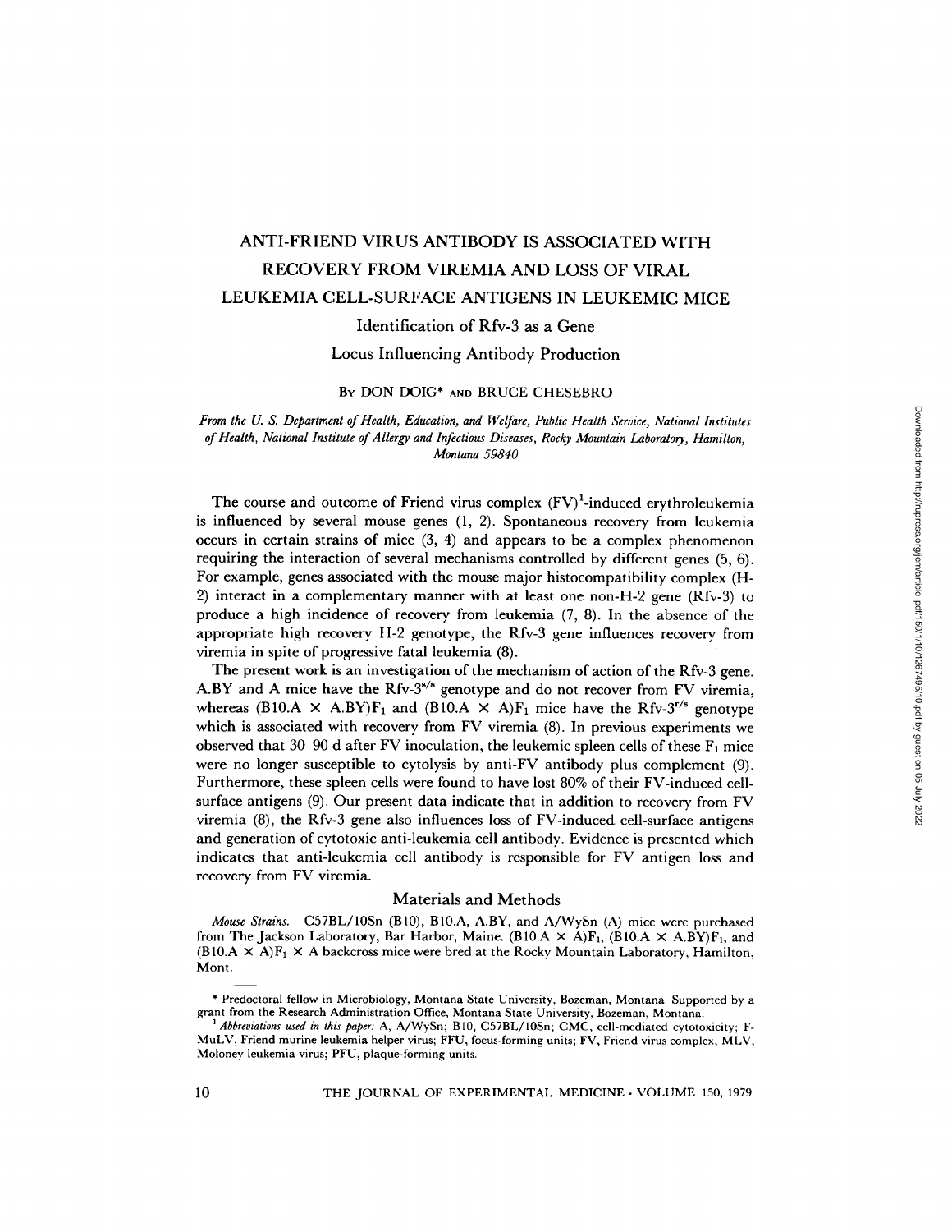# ANTI-FRIEND VIRUS ANTIBODY IS ASSOCIATED WITH RECOVERY FROM VIREMIA AND LOSS OF VIRAL LEUKEMIA CELL-SURFACE ANTIGENS IN LEUKEMIC MICE

## Identification of Rfv-3 as a Gene Locus Influencing Antibody Production

By DON DOIG* AND BRUCE CHESEBRO

*From the U. S. Department of Health, Education, and Welfare, Public Health Service, National Institutes of Health, National Institute of Allergy and Infectious Diseases, Rocky Mountain Laboratory, Hamilton, Montana 59840*

The course and outcome of Friend virus complex (FV)[1]-induced erythroleukemia is influenced by several mouse genes (1, 2). Spontaneous recovery from leukemia occurs in certain strains of mice (3, 4) and appears to be a complex phenomenon requiring the interaction of several mechanisms controlled by different genes (5, 6). For example, genes associated with the mouse major histocompatibility complex (H-2) interact in a complementary manner with at least one non-H-2 gene (Rfv-3) to produce a high incidence of recovery from leukemia (7, 8). In the absence of the appropriate high recovery H-2 genotype, the Rfv-3 gene influences recovery from viremia in spite of progressive fatal leukemia (8).

The present work is an investigation of the mechanism of action of the Rfv-3 gene. A.BY and A mice have the Rfv-$3^{s/s}$ genotype and do not recover from FV viremia, whereas (B10.A × A.BY)$F_1$ and (B10.A × A)$F_1$ mice have the Rfv-$3^{r/s}$ genotype which is associated with recovery from FV viremia (8). In previous experiments we observed that 30–90 d after FV inoculation, the leukemic spleen cells of these $F_1$ mice were no longer susceptible to cytolysis by anti-FV antibody plus complement (9). Furthermore, these spleen cells were found to have lost 80% of their FV-induced cell-surface antigens (9). Our present data indicate that in addition to recovery from FV viremia (8), the Rfv-3 gene also influences loss of FV-induced cell-surface antigens and generation of cytotoxic anti-leukemia cell antibody. Evidence is presented which indicates that anti-leukemia cell antibody is responsible for FV antigen loss and recovery from FV viremia.

## Materials and Methods

*Mouse Strains.* C57BL/10Sn (B10), B10.A, A.BY, and A/WySn (A) mice were purchased from The Jackson Laboratory, Bar Harbor, Maine. (B10.A × A)$F_1$, (B10.A × A.BY)$F_1$, and (B10.A × A)$F_1$ × A backcross mice were bred at the Rocky Mountain Laboratory, Hamilton, Mont.

---

\* Predoctoral fellow in Microbiology, Montana State University, Bozeman, Montana. Supported by a grant from the Research Administration Office, Montana State University, Bozeman, Montana.

[1] *Abbreviations used in this paper:* A, A/WySn; B10, C57BL/10Sn; CMC, cell-mediated cytotoxicity; F-MuLV, Friend murine leukemia helper virus; FFU, focus-forming units; FV, Friend virus complex; MLV, Moloney leukemia virus; PFU, plaque-forming units.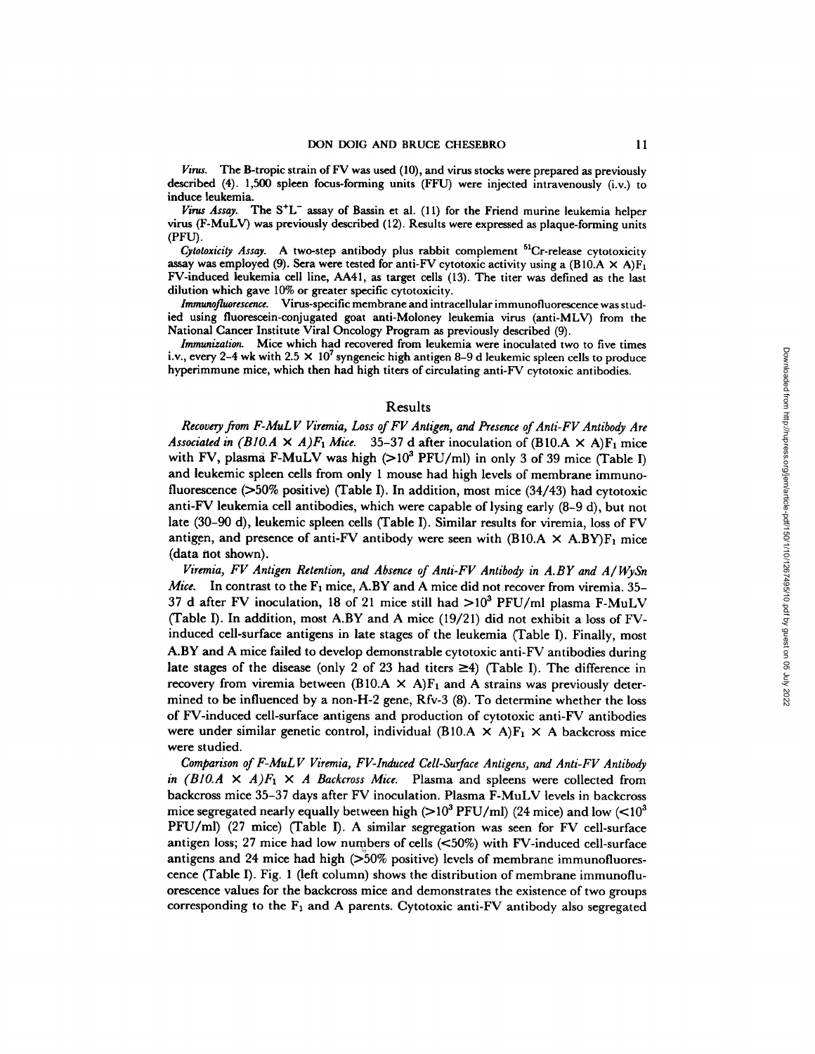*Virus.* The B-tropic strain of FV was used (10), and virus stocks were prepared as previously described (4). 1,500 spleen focus-forming units (FFU) were injected intravenously (i.v.) to induce leukemia.

*Virus Assay.* The $S^+L^-$ assay of Bassin et al. (11) for the Friend murine leukemia helper virus (F-MuLV) was previously described (12). Results were expressed as plaque-forming units (PFU).

*Cytotoxicity Assay.* A two-step antibody plus rabbit complement $^{51}Cr$-release cytotoxicity assay was employed (9). Sera were tested for anti-FV cytotoxic activity using a (B10.A × A)$F_1$ FV-induced leukemia cell line, AA41, as target cells (13). The titer was defined as the last dilution which gave 10% or greater specific cytotoxicity.

*Immunofluorescence.* Virus-specific membrane and intracellular immunofluorescence was studied using fluorescein-conjugated goat anti-Moloney leukemia virus (anti-MLV) from the National Cancer Institute Viral Oncology Program as previously described (9).

*Immunization.* Mice which had recovered from leukemia were inoculated two to five times i.v., every 2–4 wk with $2.5 \times 10^7$ syngeneic high antigen 8–9 d leukemic spleen cells to produce hyperimmune mice, which then had high titers of circulating anti-FV cytotoxic antibodies.

## Results

*Recovery from F-MuLV Viremia, Loss of FV Antigen, and Presence of Anti-FV Antibody Are Associated in (B10.A × A)$F_1$ Mice.* 35–37 d after inoculation of (B10.A × A)$F_1$ mice with FV, plasma F-MuLV was high (>$10^3$ PFU/ml) in only 3 of 39 mice (Table I) and leukemic spleen cells from only 1 mouse had high levels of membrane immunofluorescence (>50% positive) (Table I). In addition, most mice (34/43) had cytotoxic anti-FV leukemia cell antibodies, which were capable of lysing early (8–9 d), but not late (30–90 d), leukemic spleen cells (Table I). Similar results for viremia, loss of FV antigen, and presence of anti-FV antibody were seen with (B10.A × A.BY)$F_1$ mice (data not shown).

*Viremia, FV Antigen Retention, and Absence of Anti-FV Antibody in A.BY and A/WySn Mice.* In contrast to the $F_1$ mice, A.BY and A mice did not recover from viremia. 35–37 d after FV inoculation, 18 of 21 mice still had >$10^3$ PFU/ml plasma F-MuLV (Table I). In addition, most A.BY and A mice (19/21) did not exhibit a loss of FV-induced cell-surface antigens in late stages of the leukemia (Table I). Finally, most A.BY and A mice failed to develop demonstrable cytotoxic anti-FV antibodies during late stages of the disease (only 2 of 23 had titers ≥4) (Table I). The difference in recovery from viremia between (B10.A × A)$F_1$ and A strains was previously determined to be influenced by a non-H-2 gene, Rfv-3 (8). To determine whether the loss of FV-induced cell-surface antigens and production of cytotoxic anti-FV antibodies were under similar genetic control, individual (B10.A × A)$F_1$ × A backcross mice were studied.

*Comparison of F-MuLV Viremia, FV-Induced Cell-Surface Antigens, and Anti-FV Antibody in (B10.A × A)$F_1$ × A Backcross Mice.* Plasma and spleens were collected from backcross mice 35–37 days after FV inoculation. Plasma F-MuLV levels in backcross mice segregated nearly equally between high (>$10^3$ PFU/ml) (24 mice) and low (<$10^3$ PFU/ml) (27 mice) (Table I). A similar segregation was seen for FV cell-surface antigen loss; 27 mice had low numbers of cells (<50%) with FV-induced cell-surface antigens and 24 mice had high (>50% positive) levels of membrane immunofluorescence (Table I). Fig. 1 (left column) shows the distribution of membrane immunofluorescence values for the backcross mice and demonstrates the existence of two groups corresponding to the $F_1$ and A parents. Cytotoxic anti-FV antibody also segregated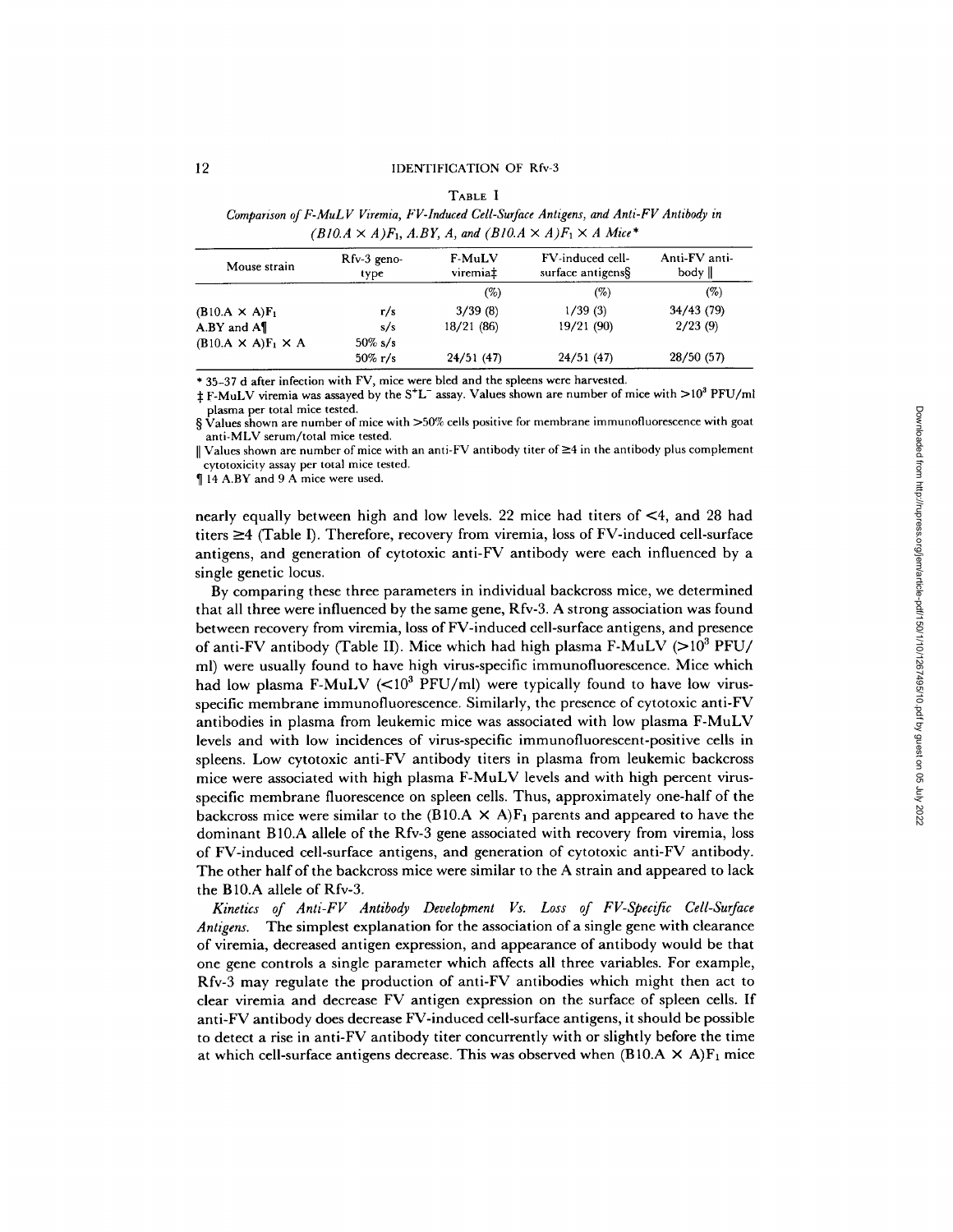TABLE I

*Comparison of F-MuLV Viremia, FV-Induced Cell-Surface Antigens, and Anti-FV Antibody in (B10.A × A)F₁, A.BY, A, and (B10.A × A)F₁ × A Mice**

| Mouse strain | Rfv-3 genotype | F-MuLV viremia‡ | FV-induced cell-surface antigens§ | Anti-FV antibody ‖ |
|---|---|---|---|---|
| | | (%) | (%) | (%) |
| $(B10.A \times A)F_1$ | r/s | 3/39 (8) | 1/39 (3) | 34/43 (79) |
| A.BY and A¶ | s/s | 18/21 (86) | 19/21 (90) | 2/23 (9) |
| $(B10.A \times A)F_1 \times A$ | 50% s/s | | | |
| | 50% r/s | 24/51 (47) | 24/51 (47) | 28/50 (57) |

\* 35–37 d after infection with FV, mice were bled and the spleens were harvested.

‡ F-MuLV viremia was assayed by the $S^+L^-$ assay. Values shown are number of mice with $>10^3$ PFU/ml plasma per total mice tested.

§ Values shown are number of mice with >50% cells positive for membrane immunofluorescence with goat anti-MLV serum/total mice tested.

‖ Values shown are number of mice with an anti-FV antibody titer of ≥4 in the antibody plus complement cytotoxicity assay per total mice tested.

¶ 14 A.BY and 9 A mice were used.

nearly equally between high and low levels. 22 mice had titers of <4, and 28 had titers ≥4 (Table I). Therefore, recovery from viremia, loss of FV-induced cell-surface antigens, and generation of cytotoxic anti-FV antibody were each influenced by a single genetic locus.

By comparing these three parameters in individual backcross mice, we determined that all three were influenced by the same gene, Rfv-3. A strong association was found between recovery from viremia, loss of FV-induced cell-surface antigens, and presence of anti-FV antibody (Table II). Mice which had high plasma F-MuLV ($>10^3$ PFU/ml) were usually found to have high virus-specific immunofluorescence. Mice which had low plasma F-MuLV ($<10^3$ PFU/ml) were typically found to have low virus-specific membrane immunofluorescence. Similarly, the presence of cytotoxic anti-FV antibodies in plasma from leukemic mice was associated with low plasma F-MuLV levels and with low incidences of virus-specific immunofluorescent-positive cells in spleens. Low cytotoxic anti-FV antibody titers in plasma from leukemic backcross mice were associated with high plasma F-MuLV levels and with high percent virus-specific membrane fluorescence on spleen cells. Thus, approximately one-half of the backcross mice were similar to the $(B10.A \times A)F_1$ parents and appeared to have the dominant B10.A allele of the Rfv-3 gene associated with recovery from viremia, loss of FV-induced cell-surface antigens, and generation of cytotoxic anti-FV antibody. The other half of the backcross mice were similar to the A strain and appeared to lack the B10.A allele of Rfv-3.

*Kinetics of Anti-FV Antibody Development Vs. Loss of FV-Specific Cell-Surface Antigens.* The simplest explanation for the association of a single gene with clearance of viremia, decreased antigen expression, and appearance of antibody would be that one gene controls a single parameter which affects all three variables. For example, Rfv-3 may regulate the production of anti-FV antibodies which might then act to clear viremia and decrease FV antigen expression on the surface of spleen cells. If anti-FV antibody does decrease FV-induced cell-surface antigens, it should be possible to detect a rise in anti-FV antibody titer concurrently with or slightly before the time at which cell-surface antigens decrease. This was observed when $(B10.A \times A)F_1$ mice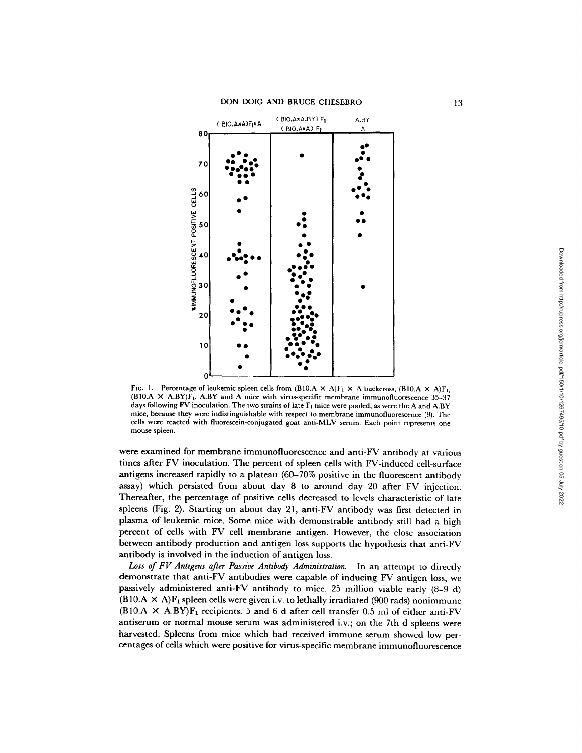FIG. 1. Percentage of leukemic spleen cells from $(B10.A \times A)F_1 \times A$ backcross, $(B10.A \times A)F_1$, $(B10.A \times A.BY)F_1$, A.BY and A mice with virus-specific membrane immunofluorescence 35–37 days following FV inoculation. The two strains of late $F_1$ mice were pooled, as were the A and A.BY mice, because they were indistinguishable with respect to membrane immunofluorescence (9). The cells were reacted with fluorescein-conjugated goat anti-MLV serum. Each point represents one mouse spleen.

were examined for membrane immunofluorescence and anti-FV antibody at various times after FV inoculation. The percent of spleen cells with FV-induced cell-surface antigens increased rapidly to a plateau (60–70% positive in the fluorescent antibody assay) which persisted from about day 8 to around day 20 after FV injection. Thereafter, the percentage of positive cells decreased to levels characteristic of late spleens (Fig. 2). Starting on about day 21, anti-FV antibody was first detected in plasma of leukemic mice. Some mice with demonstrable antibody still had a high percent of cells with FV cell membrane antigen. However, the close association between antibody production and antigen loss supports the hypothesis that anti-FV antibody is involved in the induction of antigen loss.

*Loss of FV Antigens after Passive Antibody Administration.* In an attempt to directly demonstrate that anti-FV antibodies were capable of inducing FV antigen loss, we passively administered anti-FV antibody to mice. 25 million viable early (8–9 d) $(B10.A \times A)F_1$ spleen cells were given i.v. to lethally irradiated (900 rads) nonimmune $(B10.A \times A.BY)F_1$ recipients. 5 and 6 d after cell transfer 0.5 ml of either anti-FV antiserum or normal mouse serum was administered i.v.; on the 7th d spleens were harvested. Spleens from mice which had received immune serum showed low percentages of cells which were positive for virus-specific membrane immunofluorescence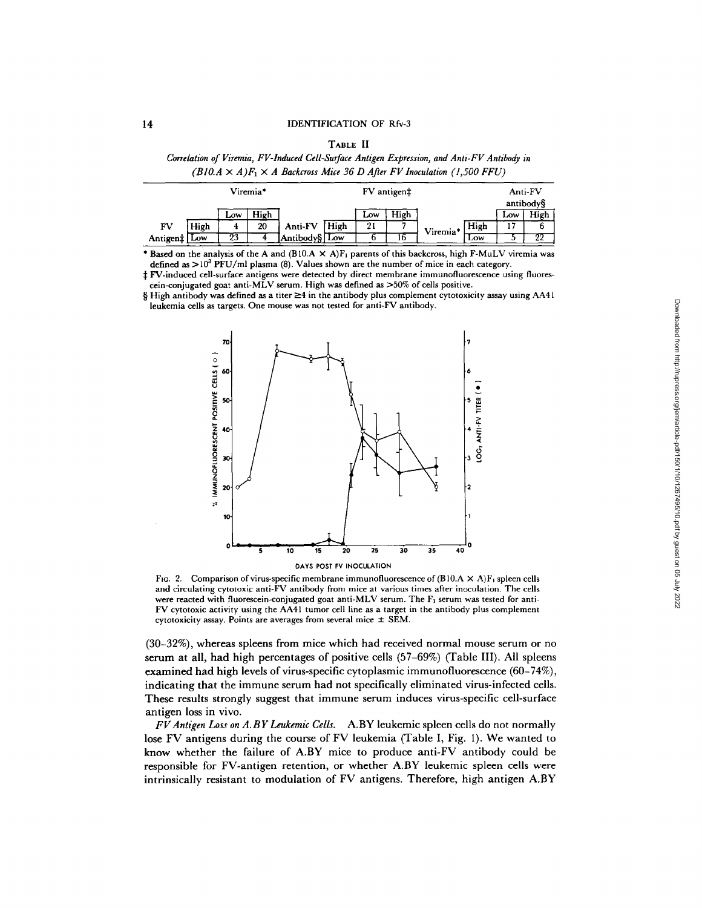TABLE II

*Correlation of Viremia, FV-Induced Cell-Surface Antigen Expression, and Anti-FV Antibody in (B10.A × A)F₁ × A Backcross Mice 36 D After FV Inoculation (1,500 FFU)*

| | | Viremia* | | | | FV antigen‡ | | | | Anti-FV antibody§ | |
|---|---|---|---|---|---|---|---|---|---|---|---|
| | | Low | High | | | Low | High | | | Low | High |
| FV Antigen‡ | High | 4 | 20 | Anti-FV Antibody§ | High | 21 | 7 | Viremia* | High | 17 | 6 |
| | Low | 23 | 4 | | Low | 6 | 16 | | Low | 5 | 22 |

\* Based on the analysis of the A and (B10.A × A)$F_1$ parents of this backcross, high F-MuLV viremia was defined as $>10^3$ PFU/ml plasma (8). Values shown are the number of mice in each category.

‡ FV-induced cell-surface antigens were detected by direct membrane immunofluorescence using fluorescein-conjugated goat anti-MLV serum. High was defined as >50% of cells positive.

§ High antibody was defined as a titer ≥4 in the antibody plus complement cytotoxicity assay using AA41 leukemia cells as targets. One mouse was not tested for anti-FV antibody.

FIG. 2. Comparison of virus-specific membrane immunofluorescence of (B10.A × A)$F_1$ spleen cells and circulating cytotoxic anti-FV antibody from mice at various times after inoculation. The cells were reacted with fluorescein-conjugated goat anti-MLV serum. The $F_1$ serum was tested for anti-FV cytotoxic activity using the AA41 tumor cell line as a target in the antibody plus complement cytotoxicity assay. Points are averages from several mice ± SEM.

(30–32%), whereas spleens from mice which had received normal mouse serum or no serum at all, had high percentages of positive cells (57–69%) (Table III). All spleens examined had high levels of virus-specific cytoplasmic immunofluorescence (60–74%), indicating that the immune serum had not specifically eliminated virus-infected cells. These results strongly suggest that immune serum induces virus-specific cell-surface antigen loss in vivo.

*FV Antigen Loss on A.BY Leukemic Cells.* A.BY leukemic spleen cells do not normally lose FV antigens during the course of FV leukemia (Table I, Fig. 1). We wanted to know whether the failure of A.BY mice to produce anti-FV antibody could be responsible for FV-antigen retention, or whether A.BY leukemic spleen cells were intrinsically resistant to modulation of FV antigens. Therefore, high antigen A.BY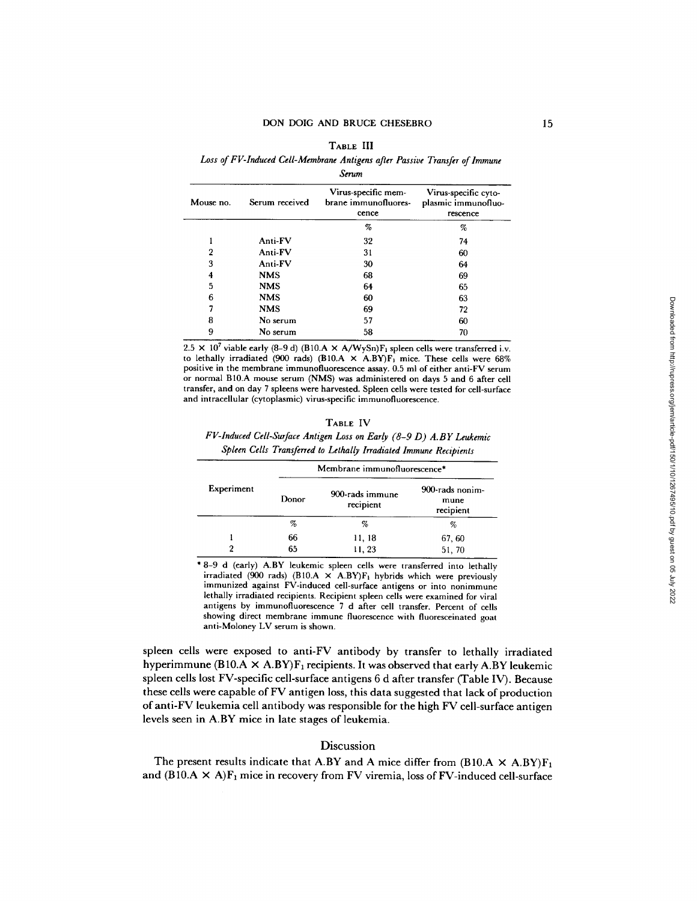TABLE III

*Loss of FV-Induced Cell-Membrane Antigens after Passive Transfer of Immune Serum*

| Mouse no. | Serum received | Virus-specific membrane immunofluorescence | Virus-specific cytoplasmic immunofluorescence |
|---|---|---|---|
| | | % | % |
| 1 | Anti-FV | 32 | 74 |
| 2 | Anti-FV | 31 | 60 |
| 3 | Anti-FV | 30 | 64 |
| 4 | NMS | 68 | 69 |
| 5 | NMS | 64 | 65 |
| 6 | NMS | 60 | 63 |
| 7 | NMS | 69 | 72 |
| 8 | No serum | 57 | 60 |
| 9 | No serum | 58 | 70 |

$2.5 \times 10^7$ viable early (8–9 d) (B10.A × A/WySn)$F_1$ spleen cells were transferred i.v. to lethally irradiated (900 rads) (B10.A × A.BY)$F_1$ mice. These cells were 68% positive in the membrane immunofluorescence assay. 0.5 ml of either anti-FV serum or normal B10.A mouse serum (NMS) was administered on days 5 and 6 after cell transfer, and on day 7 spleens were harvested. Spleen cells were tested for cell-surface and intracellular (cytoplasmic) virus-specific immunofluorescence.

TABLE IV

*FV-Induced Cell-Surface Antigen Loss on Early (8–9 D) A.BY Leukemic Spleen Cells Transferred to Lethally Irradiated Immune Recipients*

| Experiment | Membrane immunofluorescence* | | |
|---|---|---|---|
| | Donor | 900-rads immune recipient | 900-rads nonimmune recipient |
| | % | % | % |
| 1 | 66 | 11, 18 | 67, 60 |
| 2 | 65 | 11, 23 | 51, 70 |

\* 8–9 d (early) A.BY leukemic spleen cells were transferred into lethally irradiated (900 rads) (B10.A × A.BY)$F_1$ hybrids which were previously immunized against FV-induced cell-surface antigens or into nonimmune lethally irradiated recipients. Recipient spleen cells were examined for viral antigens by immunofluorescence 7 d after cell transfer. Percent of cells showing direct membrane immune fluorescence with fluoresceinated goat anti-Moloney LV serum is shown.

spleen cells were exposed to anti-FV antibody by transfer to lethally irradiated hyperimmune (B10.A × A.BY)$F_1$ recipients. It was observed that early A.BY leukemic spleen cells lost FV-specific cell-surface antigens 6 d after transfer (Table IV). Because these cells were capable of FV antigen loss, this data suggested that lack of production of anti-FV leukemia cell antibody was responsible for the high FV cell-surface antigen levels seen in A.BY mice in late stages of leukemia.

## Discussion

The present results indicate that A.BY and A mice differ from (B10.A × A.BY)$F_1$ and (B10.A × A)$F_1$ mice in recovery from FV viremia, loss of FV-induced cell-surface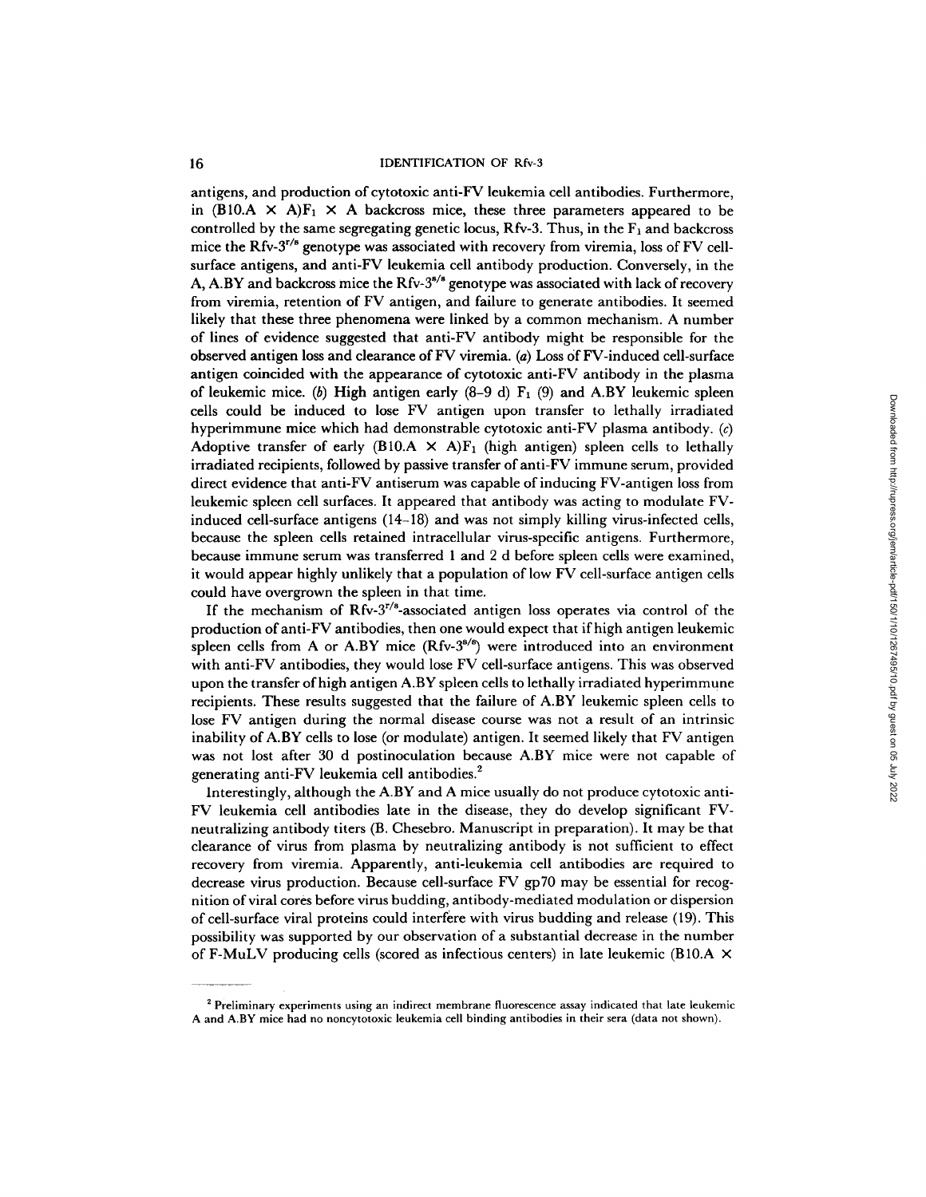antigens, and production of cytotoxic anti-FV leukemia cell antibodies. Furthermore, in (B10.A × A)$F_1$ × A backcross mice, these three parameters appeared to be controlled by the same segregating genetic locus, Rfv-3. Thus, in the $F_1$ and backcross mice the Rfv-$3^{r/s}$ genotype was associated with recovery from viremia, loss of FV cell-surface antigens, and anti-FV leukemia cell antibody production. Conversely, in the A, A.BY and backcross mice the Rfv-$3^{s/s}$ genotype was associated with lack of recovery from viremia, retention of FV antigen, and failure to generate antibodies. It seemed likely that these three phenomena were linked by a common mechanism. A number of lines of evidence suggested that anti-FV antibody might be responsible for the observed antigen loss and clearance of FV viremia. (*a*) Loss of FV-induced cell-surface antigen coincided with the appearance of cytotoxic anti-FV antibody in the plasma of leukemic mice. (*b*) High antigen early (8–9 d) $F_1$ (9) and A.BY leukemic spleen cells could be induced to lose FV antigen upon transfer to lethally irradiated hyperimmune mice which had demonstrable cytotoxic anti-FV plasma antibody. (*c*) Adoptive transfer of early (B10.A × A)$F_1$ (high antigen) spleen cells to lethally irradiated recipients, followed by passive transfer of anti-FV immune serum, provided direct evidence that anti-FV antiserum was capable of inducing FV-antigen loss from leukemic spleen cell surfaces. It appeared that antibody was acting to modulate FV-induced cell-surface antigens (14–18) and was not simply killing virus-infected cells, because the spleen cells retained intracellular virus-specific antigens. Furthermore, because immune serum was transferred 1 and 2 d before spleen cells were examined, it would appear highly unlikely that a population of low FV cell-surface antigen cells could have overgrown the spleen in that time.

If the mechanism of Rfv-$3^{r/s}$-associated antigen loss operates via control of the production of anti-FV antibodies, then one would expect that if high antigen leukemic spleen cells from A or A.BY mice (Rfv-$3^{s/s}$) were introduced into an environment with anti-FV antibodies, they would lose FV cell-surface antigens. This was observed upon the transfer of high antigen A.BY spleen cells to lethally irradiated hyperimmune recipients. These results suggested that the failure of A.BY leukemic spleen cells to lose FV antigen during the normal disease course was not a result of an intrinsic inability of A.BY cells to lose (or modulate) antigen. It seemed likely that FV antigen was not lost after 30 d postinoculation because A.BY mice were not capable of generating anti-FV leukemia cell antibodies.[2]

Interestingly, although the A.BY and A mice usually do not produce cytotoxic anti-FV leukemia cell antibodies late in the disease, they do develop significant FV-neutralizing antibody titers (B. Chesebro. Manuscript in preparation). It may be that clearance of virus from plasma by neutralizing antibody is not sufficient to effect recovery from viremia. Apparently, anti-leukemia cell antibodies are required to decrease virus production. Because cell-surface FV gp70 may be essential for recognition of viral cores before virus budding, antibody-mediated modulation or dispersion of cell-surface viral proteins could interfere with virus budding and release (19). This possibility was supported by our observation of a substantial decrease in the number of F-MuLV producing cells (scored as infectious centers) in late leukemic (B10.A ×

[2] Preliminary experiments using an indirect membrane fluorescence assay indicated that late leukemic A and A.BY mice had no noncytotoxic leukemia cell binding antibodies in their sera (data not shown).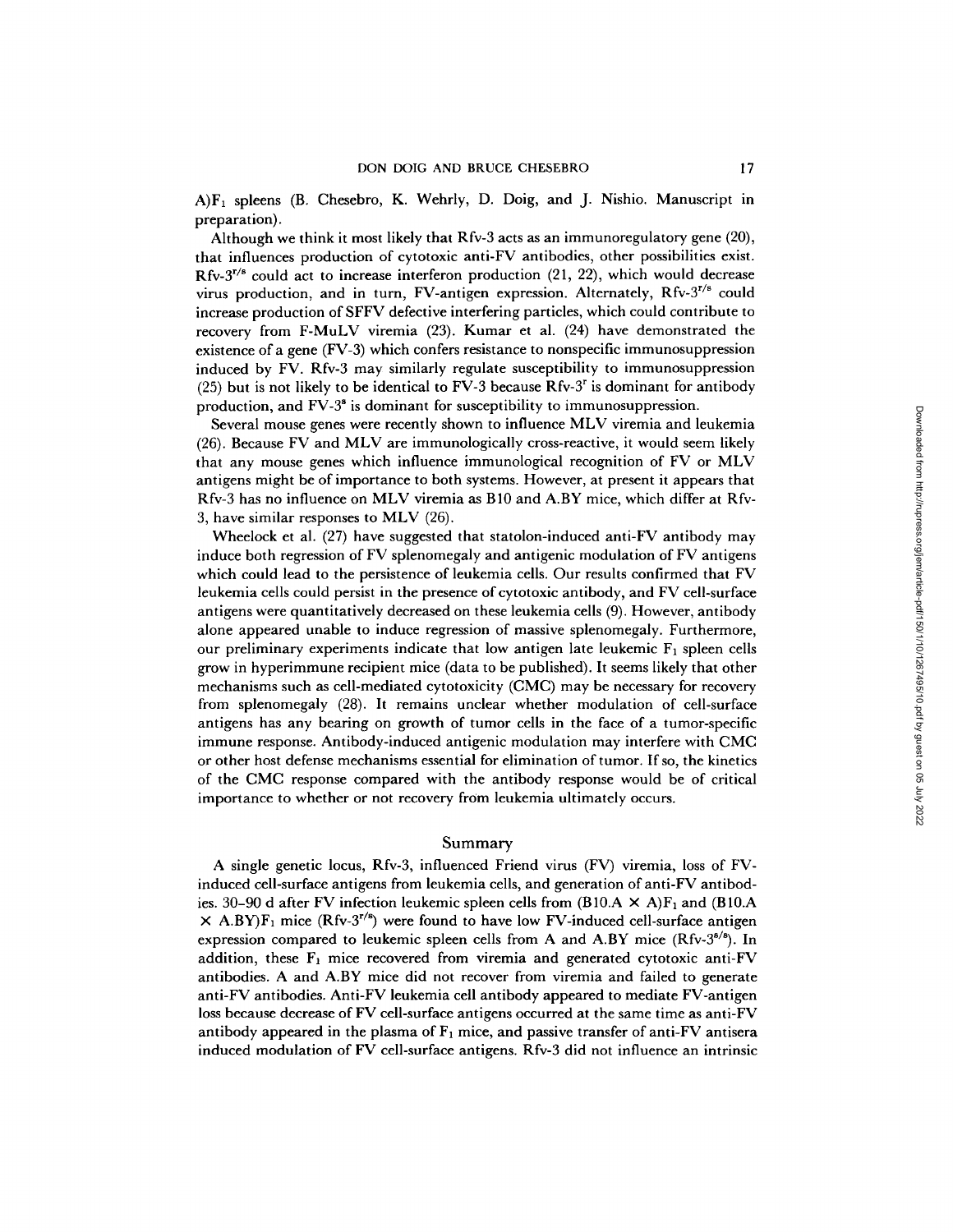A)$F_1$ spleens (B. Chesebro, K. Wehrly, D. Doig, and J. Nishio. Manuscript in preparation).

Although we think it most likely that Rfv-3 acts as an immunoregulatory gene (20), that influences production of cytotoxic anti-FV antibodies, other possibilities exist. Rfv-$3^{r/s}$ could act to increase interferon production (21, 22), which would decrease virus production, and in turn, FV-antigen expression. Alternately, Rfv-$3^{r/s}$ could increase production of SFFV defective interfering particles, which could contribute to recovery from F-MuLV viremia (23). Kumar et al. (24) have demonstrated the existence of a gene (FV-3) which confers resistance to nonspecific immunosuppression induced by FV. Rfv-3 may similarly regulate susceptibility to immunosuppression (25) but is not likely to be identical to FV-3 because Rfv-$3^{r}$ is dominant for antibody production, and FV-$3^{s}$ is dominant for susceptibility to immunosuppression.

Several mouse genes were recently shown to influence MLV viremia and leukemia (26). Because FV and MLV are immunologically cross-reactive, it would seem likely that any mouse genes which influence immunological recognition of FV or MLV antigens might be of importance to both systems. However, at present it appears that Rfv-3 has no influence on MLV viremia as B10 and A.BY mice, which differ at Rfv-3, have similar responses to MLV (26).

Wheelock et al. (27) have suggested that statolon-induced anti-FV antibody may induce both regression of FV splenomegaly and antigenic modulation of FV antigens which could lead to the persistence of leukemia cells. Our results confirmed that FV leukemia cells could persist in the presence of cytotoxic antibody, and FV cell-surface antigens were quantitatively decreased on these leukemia cells (9). However, antibody alone appeared unable to induce regression of massive splenomegaly. Furthermore, our preliminary experiments indicate that low antigen late leukemic $F_1$ spleen cells grow in hyperimmune recipient mice (data to be published). It seems likely that other mechanisms such as cell-mediated cytotoxicity (CMC) may be necessary for recovery from splenomegaly (28). It remains unclear whether modulation of cell-surface antigens has any bearing on growth of tumor cells in the face of a tumor-specific immune response. Antibody-induced antigenic modulation may interfere with CMC or other host defense mechanisms essential for elimination of tumor. If so, the kinetics of the CMC response compared with the antibody response would be of critical importance to whether or not recovery from leukemia ultimately occurs.

## Summary

A single genetic locus, Rfv-3, influenced Friend virus (FV) viremia, loss of FV-induced cell-surface antigens from leukemia cells, and generation of anti-FV antibodies. 30–90 d after FV infection leukemic spleen cells from (B10.A × A)$F_1$ and (B10.A × A.BY)$F_1$ mice (Rfv-$3^{r/s}$) were found to have low FV-induced cell-surface antigen expression compared to leukemic spleen cells from A and A.BY mice (Rfv-$3^{s/s}$). In addition, these $F_1$ mice recovered from viremia and generated cytotoxic anti-FV antibodies. A and A.BY mice did not recover from viremia and failed to generate anti-FV antibodies. Anti-FV leukemia cell antibody appeared to mediate FV-antigen loss because decrease of FV cell-surface antigens occurred at the same time as anti-FV antibody appeared in the plasma of $F_1$ mice, and passive transfer of anti-FV antisera induced modulation of FV cell-surface antigens. Rfv-3 did not influence an intrinsic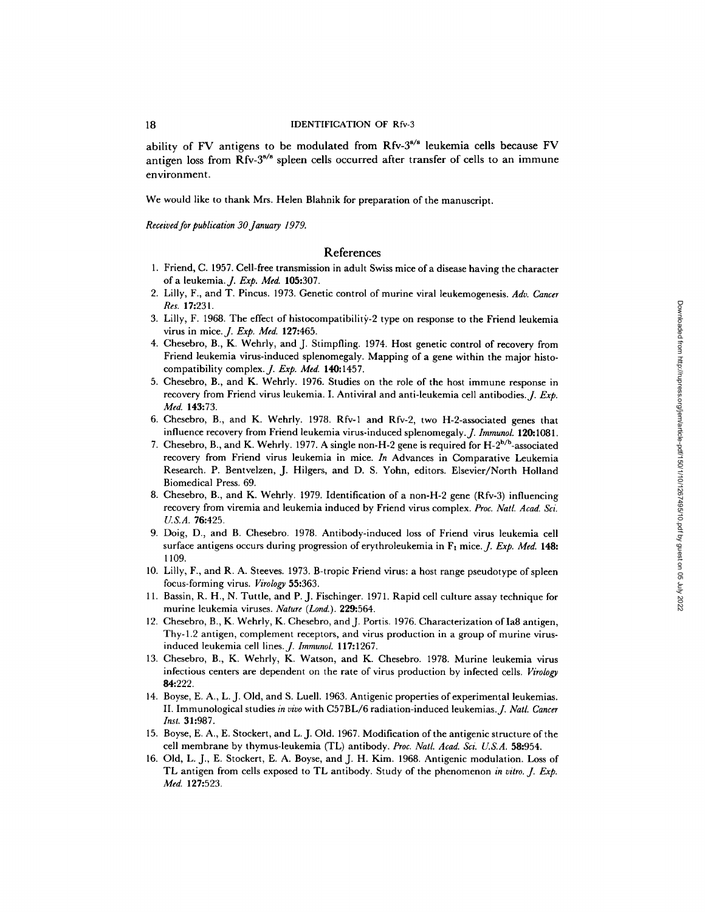ability of FV antigens to be modulated from Rfv-$3^{s/s}$ leukemia cells because FV antigen loss from Rfv-$3^{s/s}$ spleen cells occurred after transfer of cells to an immune environment.

We would like to thank Mrs. Helen Blahnik for preparation of the manuscript.

*Received for publication 30 January 1979.*

## References

1. Friend, C. 1957. Cell-free transmission in adult Swiss mice of a disease having the character of a leukemia. *J. Exp. Med.* **105**:307.
2. Lilly, F., and T. Pincus. 1973. Genetic control of murine viral leukemogenesis. *Adv. Cancer Res.* **17**:231.
3. Lilly, F. 1968. The effect of histocompatibility-2 type on response to the Friend leukemia virus in mice. *J. Exp. Med.* **127**:465.
4. Chesebro, B., K. Wehrly, and J. Stimpfling. 1974. Host genetic control of recovery from Friend leukemia virus-induced splenomegaly. Mapping of a gene within the major histocompatibility complex. *J. Exp. Med.* **140**:1457.
5. Chesebro, B., and K. Wehrly. 1976. Studies on the role of the host immune response in recovery from Friend virus leukemia. I. Antiviral and anti-leukemia cell antibodies. *J. Exp. Med.* **143**:73.
6. Chesebro, B., and K. Wehrly. 1978. Rfv-1 and Rfv-2, two H-2-associated genes that influence recovery from Friend leukemia virus-induced splenomegaly. *J. Immunol.* **120**:1081.
7. Chesebro, B., and K. Wehrly. 1977. A single non-H-2 gene is required for H-$2^{b/b}$-associated recovery from Friend virus leukemia in mice. *In* Advances in Comparative Leukemia Research. P. Bentvelzen, J. Hilgers, and D. S. Yohn, editors. Elsevier/North Holland Biomedical Press. 69.
8. Chesebro, B., and K. Wehrly. 1979. Identification of a non-H-2 gene (Rfv-3) influencing recovery from viremia and leukemia induced by Friend virus complex. *Proc. Natl. Acad. Sci. U.S.A.* **76**:425.
9. Doig, D., and B. Chesebro. 1978. Antibody-induced loss of Friend virus leukemia cell surface antigens occurs during progression of erythroleukemia in $F_1$ mice. *J. Exp. Med.* **148**: 1109.
10. Lilly, F., and R. A. Steeves. 1973. B-tropic Friend virus: a host range pseudotype of spleen focus-forming virus. *Virology* **55**:363.
11. Bassin, R. H., N. Tuttle, and P. J. Fischinger. 1971. Rapid cell culture assay technique for murine leukemia viruses. *Nature (Lond.).* **229**:564.
12. Chesebro, B., K. Wehrly, K. Chesebro, and J. Portis. 1976. Characterization of Ia8 antigen, Thy-1.2 antigen, complement receptors, and virus production in a group of murine virus-induced leukemia cell lines. *J. Immunol.* **117**:1267.
13. Chesebro, B., K. Wehrly, K. Watson, and K. Chesebro. 1978. Murine leukemia virus infectious centers are dependent on the rate of virus production by infected cells. *Virology* **84**:222.
14. Boyse, E. A., L. J. Old, and S. Luell. 1963. Antigenic properties of experimental leukemias. II. Immunological studies *in vivo* with C57BL/6 radiation-induced leukemias. *J. Natl. Cancer Inst.* **31**:987.
15. Boyse, E. A., E. Stockert, and L. J. Old. 1967. Modification of the antigenic structure of the cell membrane by thymus-leukemia (TL) antibody. *Proc. Natl. Acad. Sci. U.S.A.* **58**:954.
16. Old, L. J., E. Stockert, E. A. Boyse, and J. H. Kim. 1968. Antigenic modulation. Loss of TL antigen from cells exposed to TL antibody. Study of the phenomenon *in vitro*. *J. Exp. Med.* **127**:523.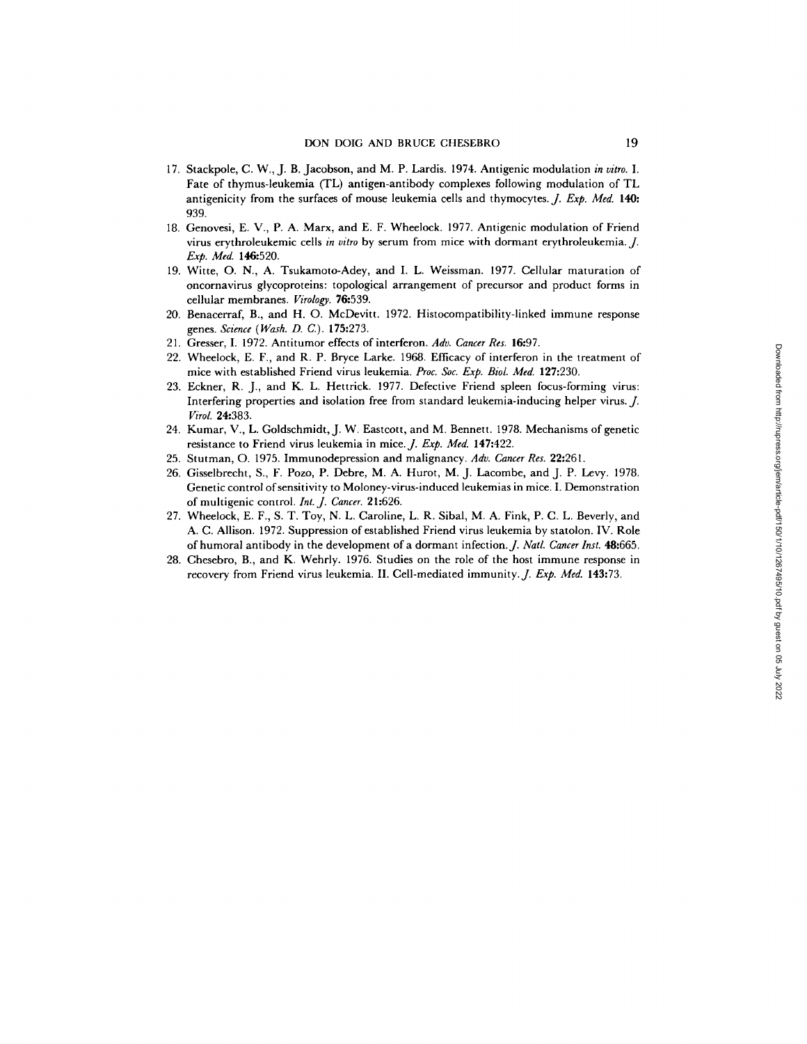17. Stackpole, C. W., J. B. Jacobson, and M. P. Lardis. 1974. Antigenic modulation *in vitro.* I. Fate of thymus-leukemia (TL) antigen-antibody complexes following modulation of TL antigenicity from the surfaces of mouse leukemia cells and thymocytes. *J. Exp. Med.* **140:** 939.
18. Genovesi, E. V., P. A. Marx, and E. F. Wheelock. 1977. Antigenic modulation of Friend virus erythroleukemic cells *in vitro* by serum from mice with dormant erythroleukemia. *J. Exp. Med.* **146:**520.
19. Witte, O. N., A. Tsukamoto-Adey, and I. L. Weissman. 1977. Cellular maturation of oncornavirus glycoproteins: topological arrangement of precursor and product forms in cellular membranes. *Virology.* **76:**539.
20. Benacerraf, B., and H. O. McDevitt. 1972. Histocompatibility-linked immune response genes. *Science (Wash. D. C.).* **175:**273.
21. Gresser, I. 1972. Antitumor effects of interferon. *Adv. Cancer Res.* **16:**97.
22. Wheelock, E. F., and R. P. Bryce Larke. 1968. Efficacy of interferon in the treatment of mice with established Friend virus leukemia. *Proc. Soc. Exp. Biol. Med.* **127:**230.
23. Eckner, R. J., and K. L. Hettrick. 1977. Defective Friend spleen focus-forming virus: Interfering properties and isolation free from standard leukemia-inducing helper virus. *J. Virol.* **24:**383.
24. Kumar, V., L. Goldschmidt, J. W. Eastcott, and M. Bennett. 1978. Mechanisms of genetic resistance to Friend virus leukemia in mice. *J. Exp. Med.* **147:**422.
25. Stutman, O. 1975. Immunodepression and malignancy. *Adv. Cancer Res.* **22:**261.
26. Gisselbrecht, S., F. Pozo, P. Debre, M. A. Hurot, M. J. Lacombe, and J. P. Levy. 1978. Genetic control of sensitivity to Moloney-virus-induced leukemias in mice. I. Demonstration of multigenic control. *Int. J. Cancer.* **21:**626.
27. Wheelock, E. F., S. T. Toy, N. L. Caroline, L. R. Sibal, M. A. Fink, P. C. L. Beverly, and A. C. Allison. 1972. Suppression of established Friend virus leukemia by statolon. IV. Role of humoral antibody in the development of a dormant infection. *J. Natl. Cancer Inst.* **48:**665.
28. Chesebro, B., and K. Wehrly. 1976. Studies on the role of the host immune response in recovery from Friend virus leukemia. II. Cell-mediated immunity. *J. Exp. Med.* **143:**73.